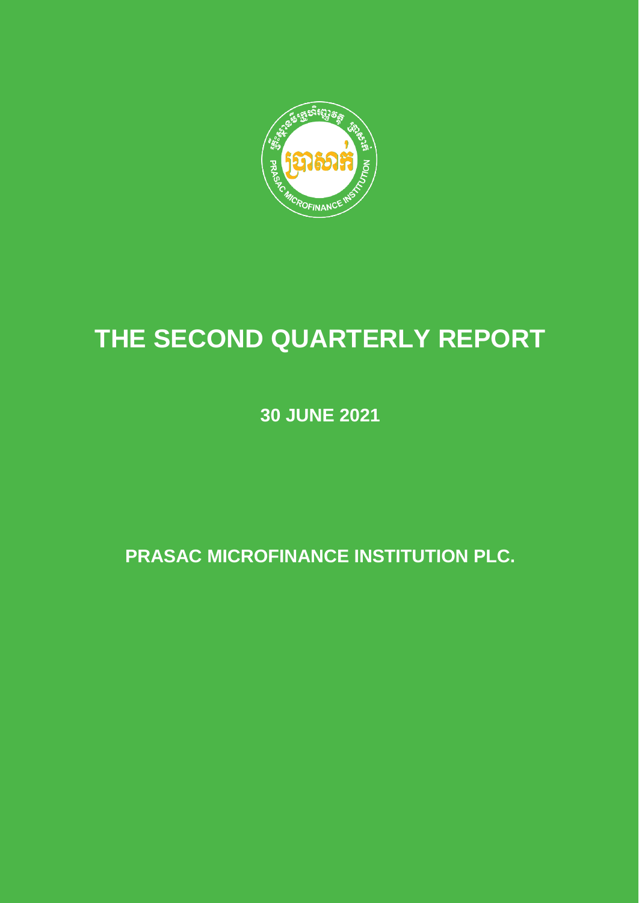# THE SECOND QUARTERLY REPORT

**30 JUNE 2021**

**PRASAC MICROFINANCE INSTITUTION PLC.**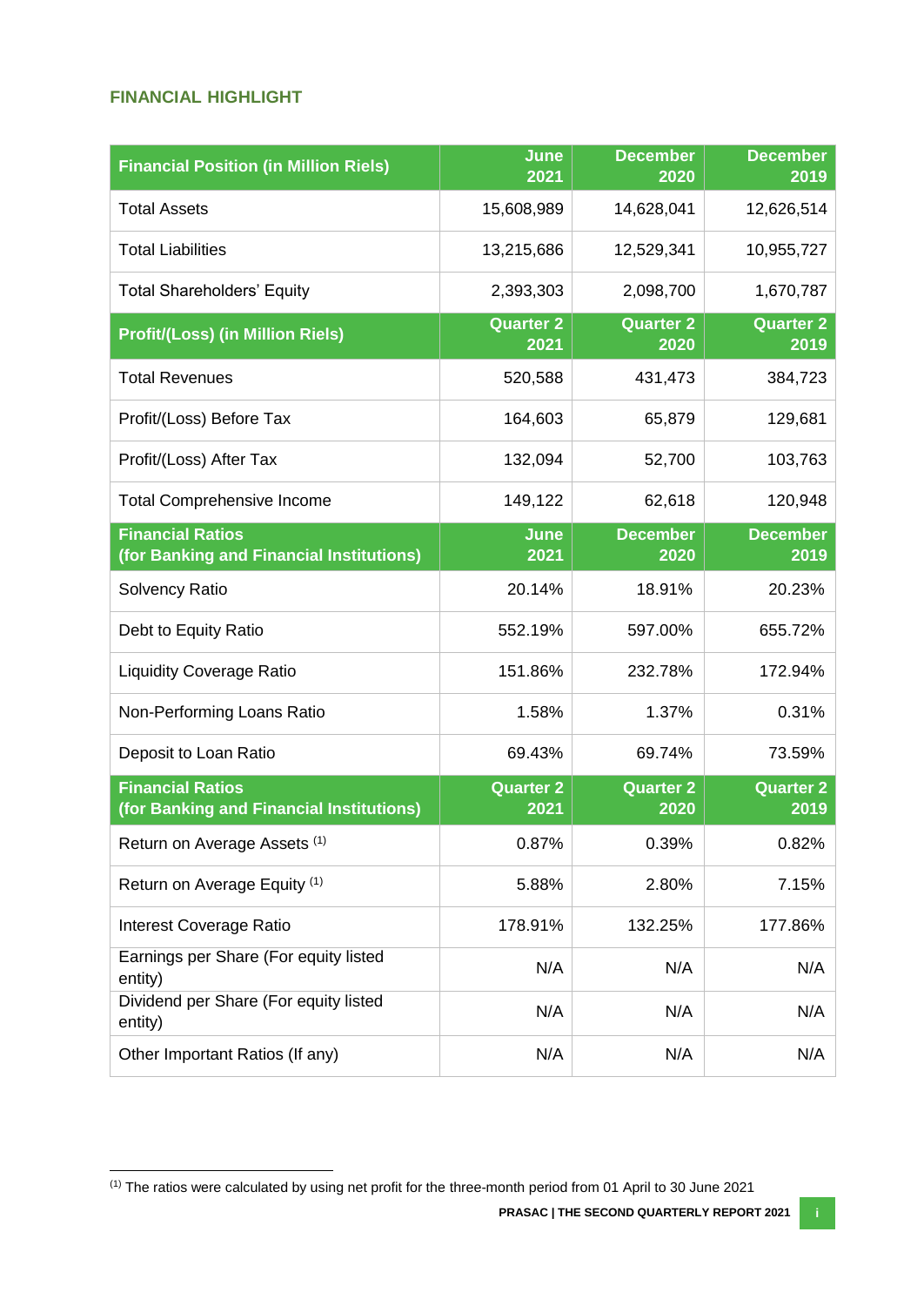## FINANCIAL HIGHLIGHT

| Financial Position (in Million Riels) | June 2021 | December 2020 | December 2019 |
|---|---|---|---|
| Total Assets | 15,608,989 | 14,628,041 | 12,626,514 |
| Total Liabilities | 13,215,686 | 12,529,341 | 10,955,727 |
| Total Shareholders' Equity | 2,393,303 | 2,098,700 | 1,670,787 |
| **Profit/(Loss) (in Million Riels)** | **Quarter 2 2021** | **Quarter 2 2020** | **Quarter 2 2019** |
| Total Revenues | 520,588 | 431,473 | 384,723 |
| Profit/(Loss) Before Tax | 164,603 | 65,879 | 129,681 |
| Profit/(Loss) After Tax | 132,094 | 52,700 | 103,763 |
| Total Comprehensive Income | 149,122 | 62,618 | 120,948 |
| **Financial Ratios (for Banking and Financial Institutions)** | **June 2021** | **December 2020** | **December 2019** |
| Solvency Ratio | 20.14% | 18.91% | 20.23% |
| Debt to Equity Ratio | 552.19% | 597.00% | 655.72% |
| Liquidity Coverage Ratio | 151.86% | 232.78% | 172.94% |
| Non-Performing Loans Ratio | 1.58% | 1.37% | 0.31% |
| Deposit to Loan Ratio | 69.43% | 69.74% | 73.59% |
| **Financial Ratios (for Banking and Financial Institutions)** | **Quarter 2 2021** | **Quarter 2 2020** | **Quarter 2 2019** |
| Return on Average Assets (1) | 0.87% | 0.39% | 0.82% |
| Return on Average Equity (1) | 5.88% | 2.80% | 7.15% |
| Interest Coverage Ratio | 178.91% | 132.25% | 177.86% |
| Earnings per Share (For equity listed entity) | N/A | N/A | N/A |
| Dividend per Share (For equity listed entity) | N/A | N/A | N/A |
| Other Important Ratios (If any) | N/A | N/A | N/A |

(1) The ratios were calculated by using net profit for the three-month period from 01 April to 30 June 2021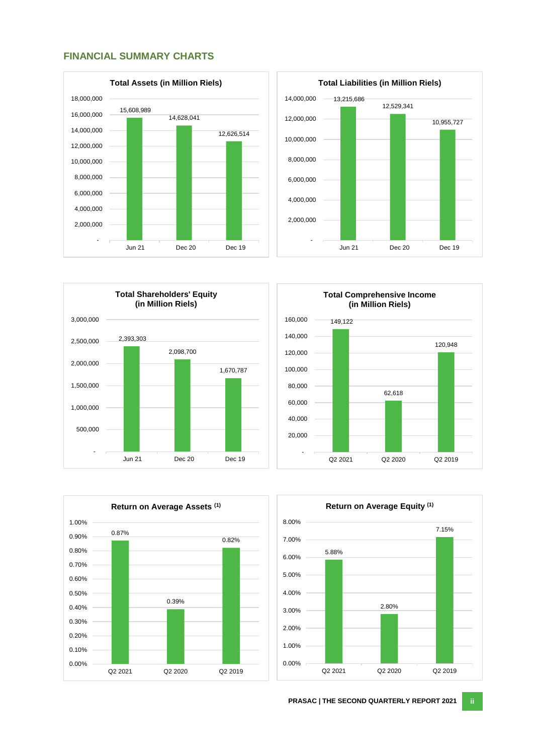## FINANCIAL SUMMARY CHARTS

**Total Assets (in Million Riels)**

| Jun 21 | Dec 20 | Dec 19 |
|---|---|---|
| 15,608,989 | 14,628,041 | 12,626,514 |

**Total Liabilities (in Million Riels)**

| Jun 21 | Dec 20 | Dec 19 |
|---|---|---|
| 13,215,686 | 12,529,341 | 10,955,727 |

**Total Shareholders' Equity (in Million Riels)**

| Jun 21 | Dec 20 | Dec 19 |
|---|---|---|
| 2,393,303 | 2,098,700 | 1,670,787 |

**Total Comprehensive Income (in Million Riels)**

| Q2 2021 | Q2 2020 | Q2 2019 |
|---|---|---|
| 149,122 | 62,618 | 120,948 |

**Return on Average Assets [(1)]**

| Q2 2021 | Q2 2020 | Q2 2019 |
|---|---|---|
| 0.87% | 0.39% | 0.82% |

**Return on Average Equity [(1)]**

| Q2 2021 | Q2 2020 | Q2 2019 |
|---|---|---|
| 5.88% | 2.80% | 7.15% |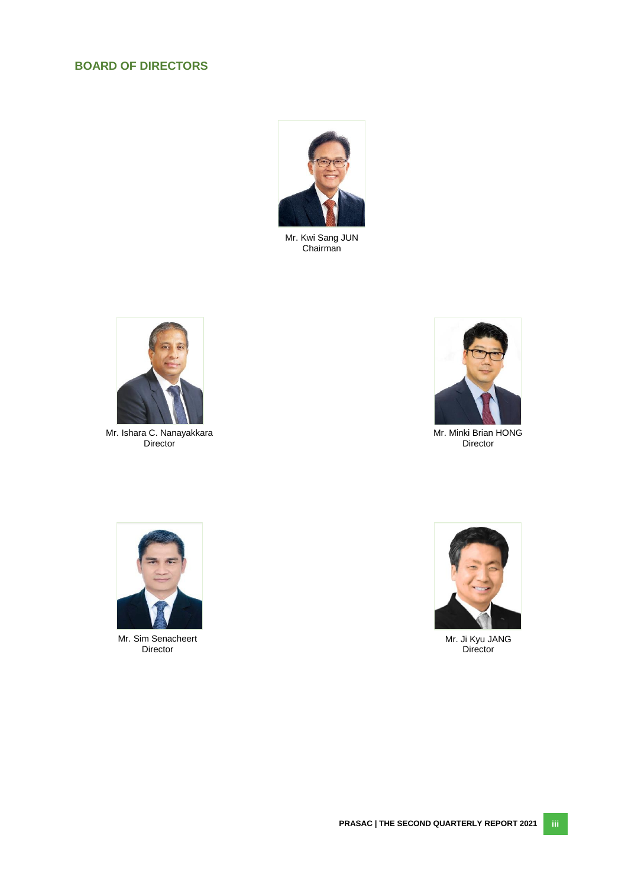## BOARD OF DIRECTORS

Mr. Kwi Sang JUN
Chairman

Mr. Ishara C. Nanayakkara
Director

Mr. Minki Brian HONG
Director

Mr. Sim Senacheert
Director

Mr. Ji Kyu JANG
Director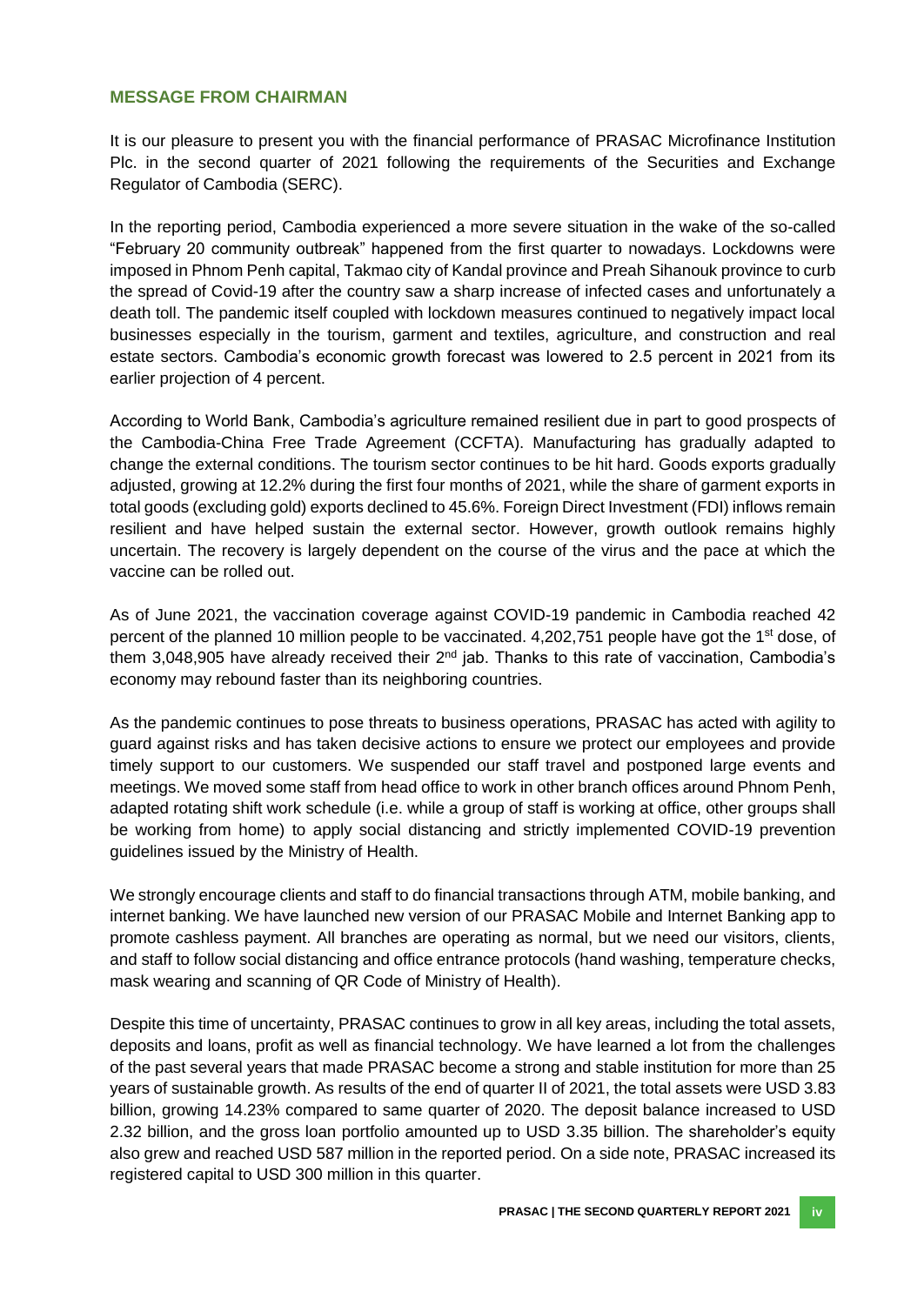## MESSAGE FROM CHAIRMAN

It is our pleasure to present you with the financial performance of PRASAC Microfinance Institution Plc. in the second quarter of 2021 following the requirements of the Securities and Exchange Regulator of Cambodia (SERC).

In the reporting period, Cambodia experienced a more severe situation in the wake of the so-called "February 20 community outbreak" happened from the first quarter to nowadays. Lockdowns were imposed in Phnom Penh capital, Takmao city of Kandal province and Preah Sihanouk province to curb the spread of Covid-19 after the country saw a sharp increase of infected cases and unfortunately a death toll. The pandemic itself coupled with lockdown measures continued to negatively impact local businesses especially in the tourism, garment and textiles, agriculture, and construction and real estate sectors. Cambodia's economic growth forecast was lowered to 2.5 percent in 2021 from its earlier projection of 4 percent.

According to World Bank, Cambodia's agriculture remained resilient due in part to good prospects of the Cambodia-China Free Trade Agreement (CCFTA). Manufacturing has gradually adapted to change the external conditions. The tourism sector continues to be hit hard. Goods exports gradually adjusted, growing at 12.2% during the first four months of 2021, while the share of garment exports in total goods (excluding gold) exports declined to 45.6%. Foreign Direct Investment (FDI) inflows remain resilient and have helped sustain the external sector. However, growth outlook remains highly uncertain. The recovery is largely dependent on the course of the virus and the pace at which the vaccine can be rolled out.

As of June 2021, the vaccination coverage against COVID-19 pandemic in Cambodia reached 42 percent of the planned 10 million people to be vaccinated. 4,202,751 people have got the 1st dose, of them 3,048,905 have already received their 2nd jab. Thanks to this rate of vaccination, Cambodia's economy may rebound faster than its neighboring countries.

As the pandemic continues to pose threats to business operations, PRASAC has acted with agility to guard against risks and has taken decisive actions to ensure we protect our employees and provide timely support to our customers. We suspended our staff travel and postponed large events and meetings. We moved some staff from head office to work in other branch offices around Phnom Penh, adapted rotating shift work schedule (i.e. while a group of staff is working at office, other groups shall be working from home) to apply social distancing and strictly implemented COVID-19 prevention guidelines issued by the Ministry of Health.

We strongly encourage clients and staff to do financial transactions through ATM, mobile banking, and internet banking. We have launched new version of our PRASAC Mobile and Internet Banking app to promote cashless payment. All branches are operating as normal, but we need our visitors, clients, and staff to follow social distancing and office entrance protocols (hand washing, temperature checks, mask wearing and scanning of QR Code of Ministry of Health).

Despite this time of uncertainty, PRASAC continues to grow in all key areas, including the total assets, deposits and loans, profit as well as financial technology. We have learned a lot from the challenges of the past several years that made PRASAC become a strong and stable institution for more than 25 years of sustainable growth. As results of the end of quarter II of 2021, the total assets were USD 3.83 billion, growing 14.23% compared to same quarter of 2020. The deposit balance increased to USD 2.32 billion, and the gross loan portfolio amounted up to USD 3.35 billion. The shareholder's equity also grew and reached USD 587 million in the reported period. On a side note, PRASAC increased its registered capital to USD 300 million in this quarter.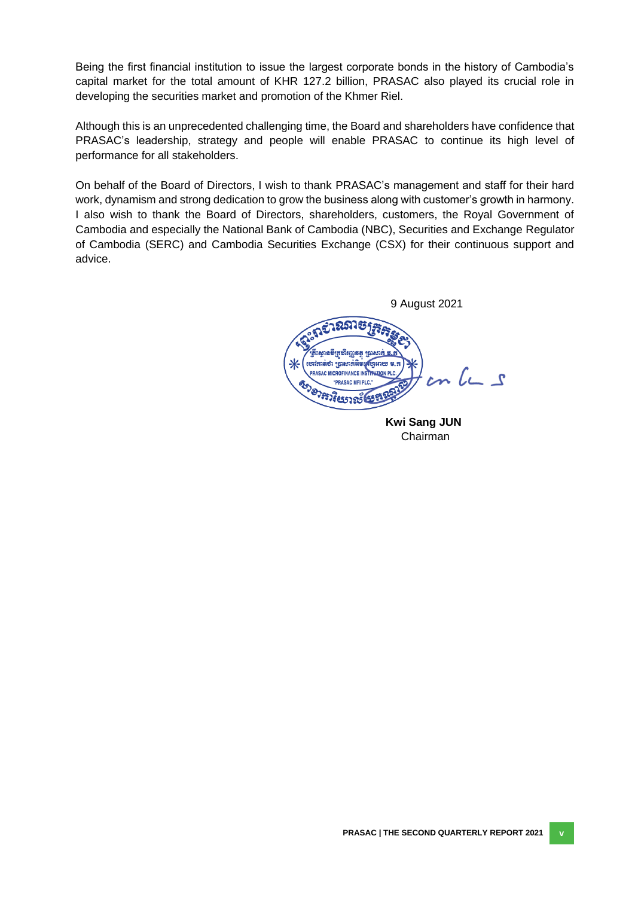Being the first financial institution to issue the largest corporate bonds in the history of Cambodia's capital market for the total amount of KHR 127.2 billion, PRASAC also played its crucial role in developing the securities market and promotion of the Khmer Riel.

Although this is an unprecedented challenging time, the Board and shareholders have confidence that PRASAC's leadership, strategy and people will enable PRASAC to continue its high level of performance for all stakeholders.

On behalf of the Board of Directors, I wish to thank PRASAC's management and staff for their hard work, dynamism and strong dedication to grow the business along with customer's growth in harmony. I also wish to thank the Board of Directors, shareholders, customers, the Royal Government of Cambodia and especially the National Bank of Cambodia (NBC), Securities and Exchange Regulator of Cambodia (SERC) and Cambodia Securities Exchange (CSX) for their continuous support and advice.

9 August 2021

**Kwi Sang JUN**
Chairman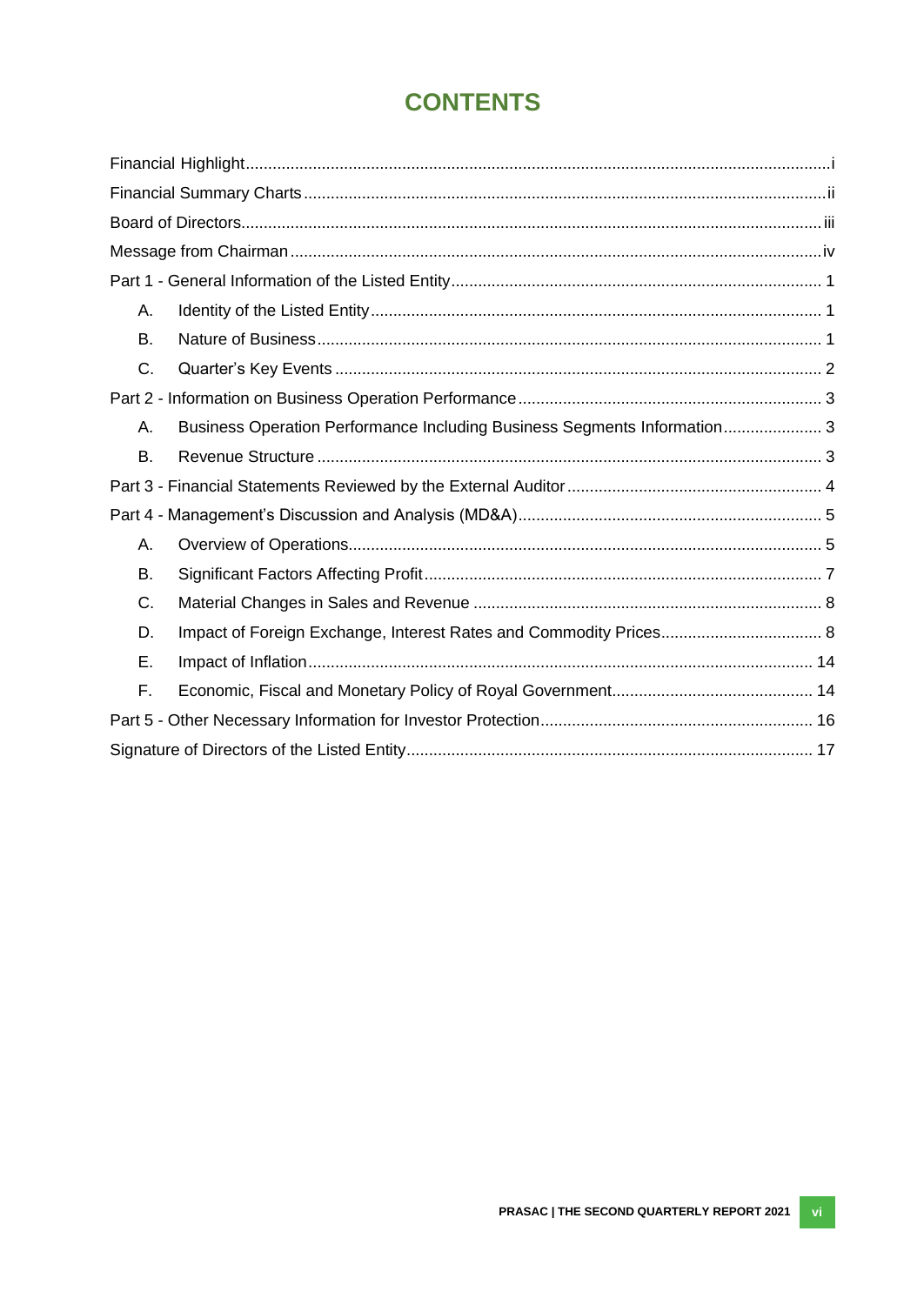# CONTENTS

| | |
|---|---|
| Financial Highlight | i |
| Financial Summary Charts | ii |
| Board of Directors | iii |
| Message from Chairman | iv |
| Part 1 - General Information of the Listed Entity | 1 |
| A. Identity of the Listed Entity | 1 |
| B. Nature of Business | 1 |
| C. Quarter's Key Events | 2 |
| Part 2 - Information on Business Operation Performance | 3 |
| A. Business Operation Performance Including Business Segments Information | 3 |
| B. Revenue Structure | 3 |
| Part 3 - Financial Statements Reviewed by the External Auditor | 4 |
| Part 4 - Management's Discussion and Analysis (MD&A) | 5 |
| A. Overview of Operations | 5 |
| B. Significant Factors Affecting Profit | 7 |
| C. Material Changes in Sales and Revenue | 8 |
| D. Impact of Foreign Exchange, Interest Rates and Commodity Prices | 8 |
| E. Impact of Inflation | 14 |
| F. Economic, Fiscal and Monetary Policy of Royal Government | 14 |
| Part 5 - Other Necessary Information for Investor Protection | 16 |
| Signature of Directors of the Listed Entity | 17 |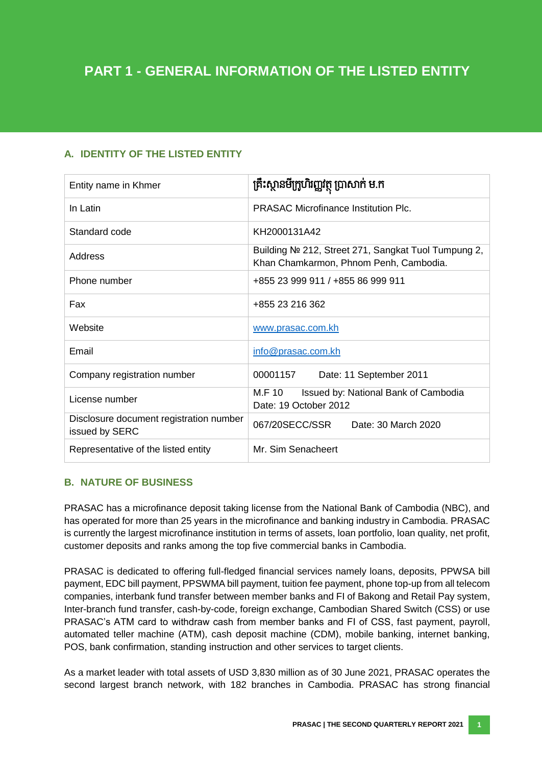# PART 1 - GENERAL INFORMATION OF THE LISTED ENTITY

## A. IDENTITY OF THE LISTED ENTITY

| | |
|---|---|
| Entity name in Khmer | គ្រឹះស្ថានមីក្រូហិរញ្ញវត្ថុ ប្រាសាក់ ម.ក |
| In Latin | PRASAC Microfinance Institution Plc. |
| Standard code | KH2000131A42 |
| Address | Building № 212, Street 271, Sangkat Tuol Tumpung 2, Khan Chamkarmon, Phnom Penh, Cambodia. |
| Phone number | +855 23 999 911 / +855 86 999 911 |
| Fax | +855 23 216 362 |
| Website | www.prasac.com.kh |
| Email | info@prasac.com.kh |
| Company registration number | 00001157 Date: 11 September 2011 |
| License number | M.F 10 Issued by: National Bank of Cambodia Date: 19 October 2012 |
| Disclosure document registration number issued by SERC | 067/20SECC/SSR Date: 30 March 2020 |
| Representative of the listed entity | Mr. Sim Senacheert |

## B. NATURE OF BUSINESS

PRASAC has a microfinance deposit taking license from the National Bank of Cambodia (NBC), and has operated for more than 25 years in the microfinance and banking industry in Cambodia. PRASAC is currently the largest microfinance institution in terms of assets, loan portfolio, loan quality, net profit, customer deposits and ranks among the top five commercial banks in Cambodia.

PRASAC is dedicated to offering full-fledged financial services namely loans, deposits, PPWSA bill payment, EDC bill payment, PPSWMA bill payment, tuition fee payment, phone top-up from all telecom companies, interbank fund transfer between member banks and FI of Bakong and Retail Pay system, Inter-branch fund transfer, cash-by-code, foreign exchange, Cambodian Shared Switch (CSS) or use PRASAC's ATM card to withdraw cash from member banks and FI of CSS, fast payment, payroll, automated teller machine (ATM), cash deposit machine (CDM), mobile banking, internet banking, POS, bank confirmation, standing instruction and other services to target clients.

As a market leader with total assets of USD 3,830 million as of 30 June 2021, PRASAC operates the second largest branch network, with 182 branches in Cambodia. PRASAC has strong financial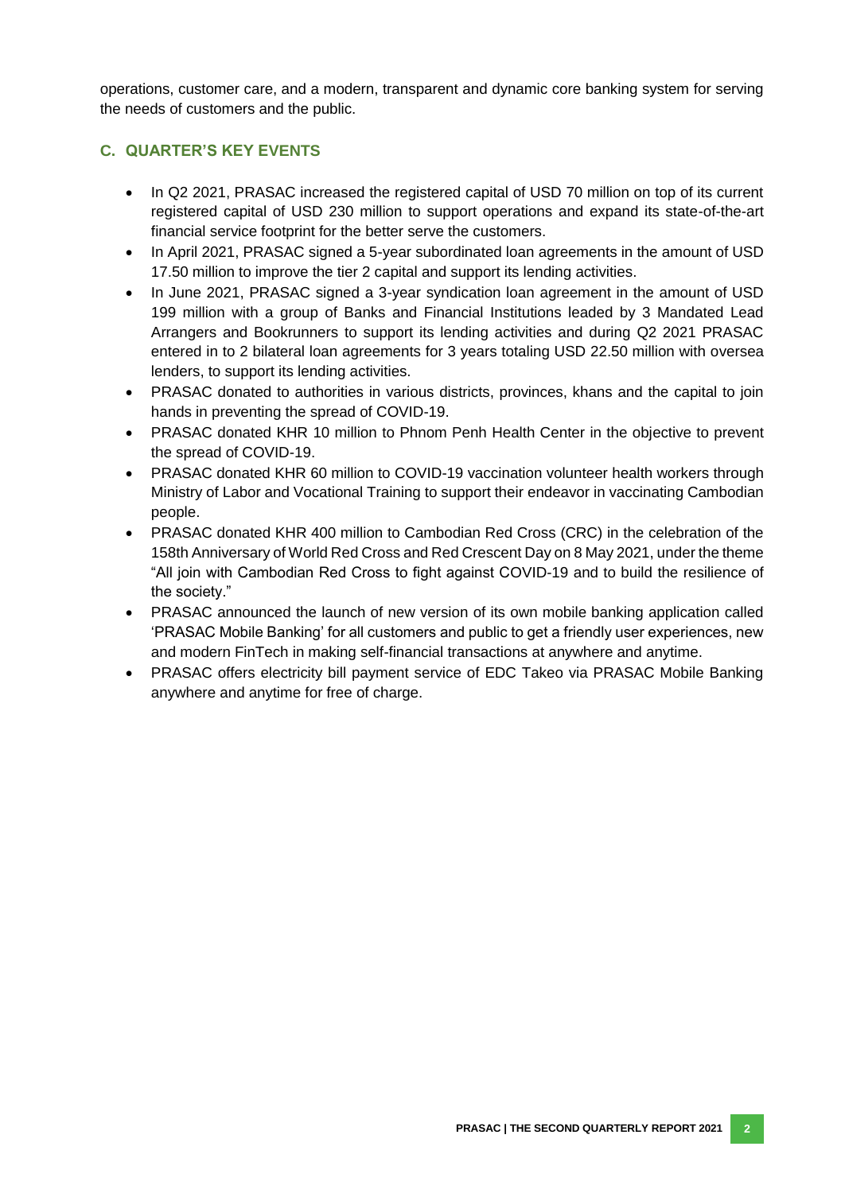operations, customer care, and a modern, transparent and dynamic core banking system for serving the needs of customers and the public.

## C. QUARTER'S KEY EVENTS

- In Q2 2021, PRASAC increased the registered capital of USD 70 million on top of its current registered capital of USD 230 million to support operations and expand its state-of-the-art financial service footprint for the better serve the customers.
- In April 2021, PRASAC signed a 5-year subordinated loan agreements in the amount of USD 17.50 million to improve the tier 2 capital and support its lending activities.
- In June 2021, PRASAC signed a 3-year syndication loan agreement in the amount of USD 199 million with a group of Banks and Financial Institutions leaded by 3 Mandated Lead Arrangers and Bookrunners to support its lending activities and during Q2 2021 PRASAC entered in to 2 bilateral loan agreements for 3 years totaling USD 22.50 million with oversea lenders, to support its lending activities.
- PRASAC donated to authorities in various districts, provinces, khans and the capital to join hands in preventing the spread of COVID-19.
- PRASAC donated KHR 10 million to Phnom Penh Health Center in the objective to prevent the spread of COVID-19.
- PRASAC donated KHR 60 million to COVID-19 vaccination volunteer health workers through Ministry of Labor and Vocational Training to support their endeavor in vaccinating Cambodian people.
- PRASAC donated KHR 400 million to Cambodian Red Cross (CRC) in the celebration of the 158th Anniversary of World Red Cross and Red Crescent Day on 8 May 2021, under the theme "All join with Cambodian Red Cross to fight against COVID-19 and to build the resilience of the society."
- PRASAC announced the launch of new version of its own mobile banking application called 'PRASAC Mobile Banking' for all customers and public to get a friendly user experiences, new and modern FinTech in making self-financial transactions at anywhere and anytime.
- PRASAC offers electricity bill payment service of EDC Takeo via PRASAC Mobile Banking anywhere and anytime for free of charge.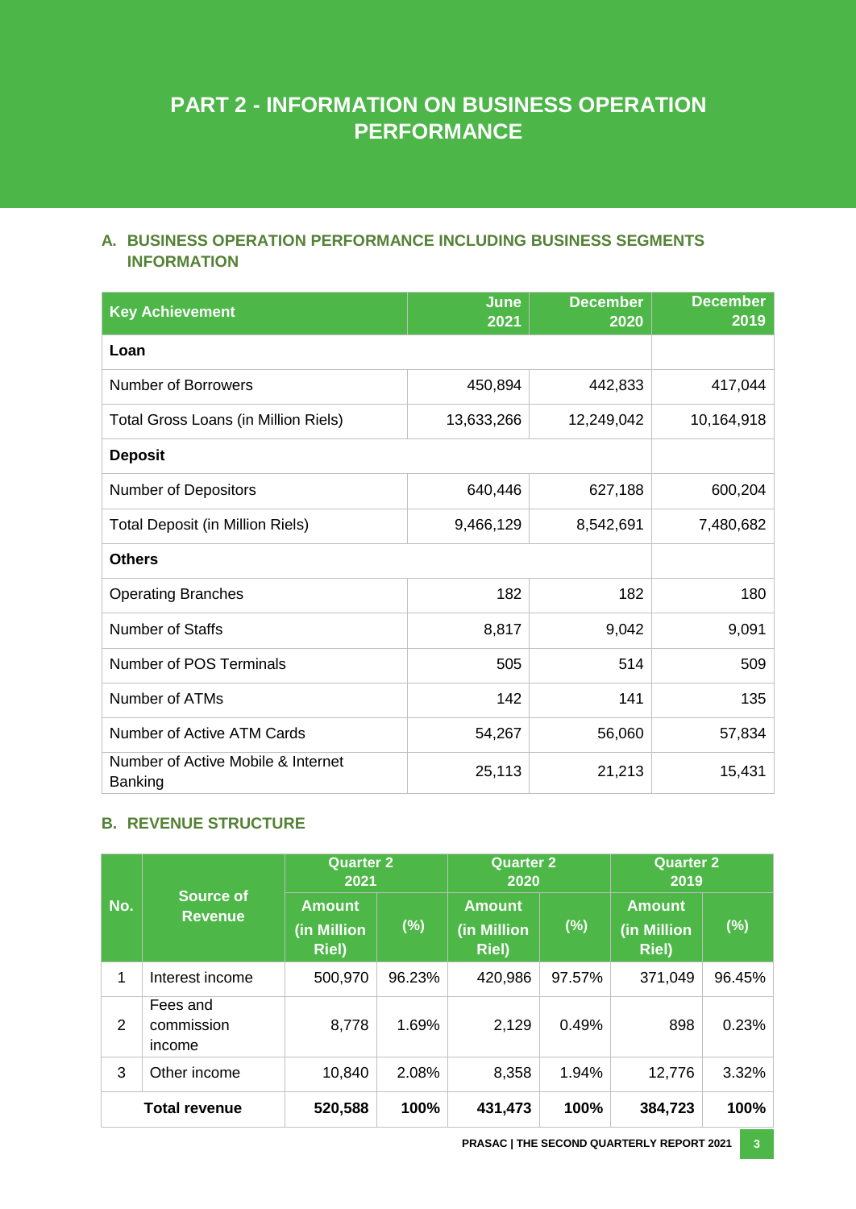# PART 2 - INFORMATION ON BUSINESS OPERATION PERFORMANCE

## A. BUSINESS OPERATION PERFORMANCE INCLUDING BUSINESS SEGMENTS INFORMATION

| Key Achievement | June 2021 | December 2020 | December 2019 |
|---|---|---|---|
| **Loan** | | | |
| Number of Borrowers | 450,894 | 442,833 | 417,044 |
| Total Gross Loans (in Million Riels) | 13,633,266 | 12,249,042 | 10,164,918 |
| **Deposit** | | | |
| Number of Depositors | 640,446 | 627,188 | 600,204 |
| Total Deposit (in Million Riels) | 9,466,129 | 8,542,691 | 7,480,682 |
| **Others** | | | |
| Operating Branches | 182 | 182 | 180 |
| Number of Staffs | 8,817 | 9,042 | 9,091 |
| Number of POS Terminals | 505 | 514 | 509 |
| Number of ATMs | 142 | 141 | 135 |
| Number of Active ATM Cards | 54,267 | 56,060 | 57,834 |
| Number of Active Mobile & Internet Banking | 25,113 | 21,213 | 15,431 |

## B. REVENUE STRUCTURE

| No. | Source of Revenue | Quarter 2 2021 | | Quarter 2 2020 | | Quarter 2 2019 | |
|---|---|---|---|---|---|---|---|
| | | Amount (in Million Riel) | (%) | Amount (in Million Riel) | (%) | Amount (in Million Riel) | (%) |
| 1 | Interest income | 500,970 | 96.23% | 420,986 | 97.57% | 371,049 | 96.45% |
| 2 | Fees and commission income | 8,778 | 1.69% | 2,129 | 0.49% | 898 | 0.23% |
| 3 | Other income | 10,840 | 2.08% | 8,358 | 1.94% | 12,776 | 3.32% |
| | **Total revenue** | **520,588** | **100%** | **431,473** | **100%** | **384,723** | **100%** |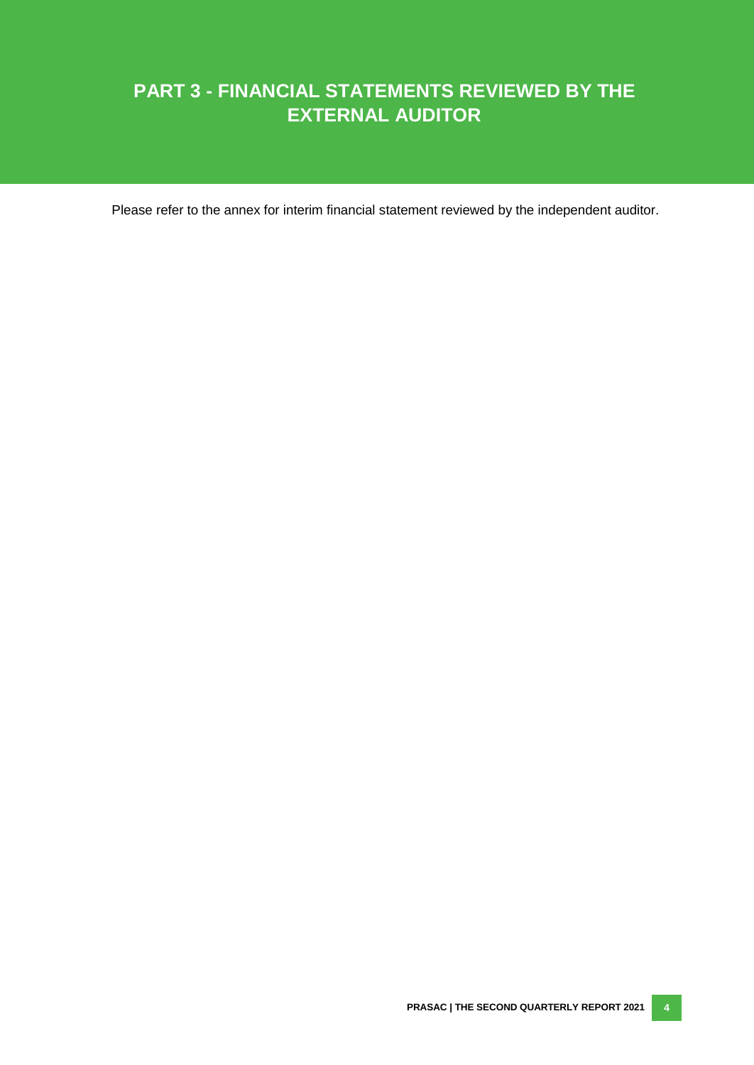# PART 3 - FINANCIAL STATEMENTS REVIEWED BY THE EXTERNAL AUDITOR

Please refer to the annex for interim financial statement reviewed by the independent auditor.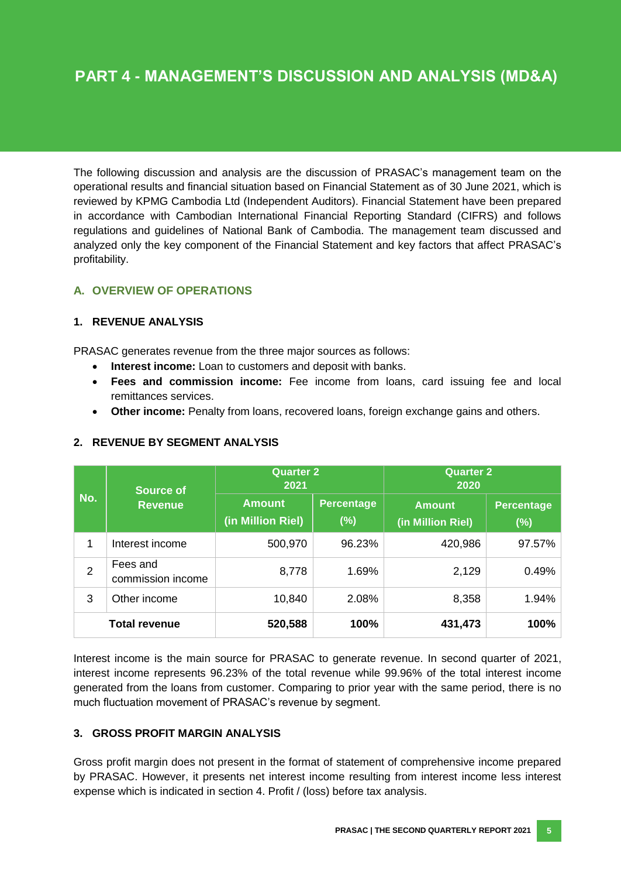# PART 4 - MANAGEMENT'S DISCUSSION AND ANALYSIS (MD&A)

The following discussion and analysis are the discussion of PRASAC's management team on the operational results and financial situation based on Financial Statement as of 30 June 2021, which is reviewed by KPMG Cambodia Ltd (Independent Auditors). Financial Statement have been prepared in accordance with Cambodian International Financial Reporting Standard (CIFRS) and follows regulations and guidelines of National Bank of Cambodia. The management team discussed and analyzed only the key component of the Financial Statement and key factors that affect PRASAC's profitability.

## A. OVERVIEW OF OPERATIONS

### 1. REVENUE ANALYSIS

PRASAC generates revenue from the three major sources as follows:

- **Interest income:** Loan to customers and deposit with banks.
- **Fees and commission income:** Fee income from loans, card issuing fee and local remittances services.
- **Other income:** Penalty from loans, recovered loans, foreign exchange gains and others.

### 2. REVENUE BY SEGMENT ANALYSIS

| No. | Source of Revenue | Quarter 2 2021 | | Quarter 2 2020 | |
|---|---|---|---|---|---|
| | | Amount (in Million Riel) | Percentage (%) | Amount (in Million Riel) | Percentage (%) |
| 1 | Interest income | 500,970 | 96.23% | 420,986 | 97.57% |
| 2 | Fees and commission income | 8,778 | 1.69% | 2,129 | 0.49% |
| 3 | Other income | 10,840 | 2.08% | 8,358 | 1.94% |
| | **Total revenue** | **520,588** | **100%** | **431,473** | **100%** |

Interest income is the main source for PRASAC to generate revenue. In second quarter of 2021, interest income represents 96.23% of the total revenue while 99.96% of the total interest income generated from the loans from customer. Comparing to prior year with the same period, there is no much fluctuation movement of PRASAC's revenue by segment.

### 3. GROSS PROFIT MARGIN ANALYSIS

Gross profit margin does not present in the format of statement of comprehensive income prepared by PRASAC. However, it presents net interest income resulting from interest income less interest expense which is indicated in section 4. Profit / (loss) before tax analysis.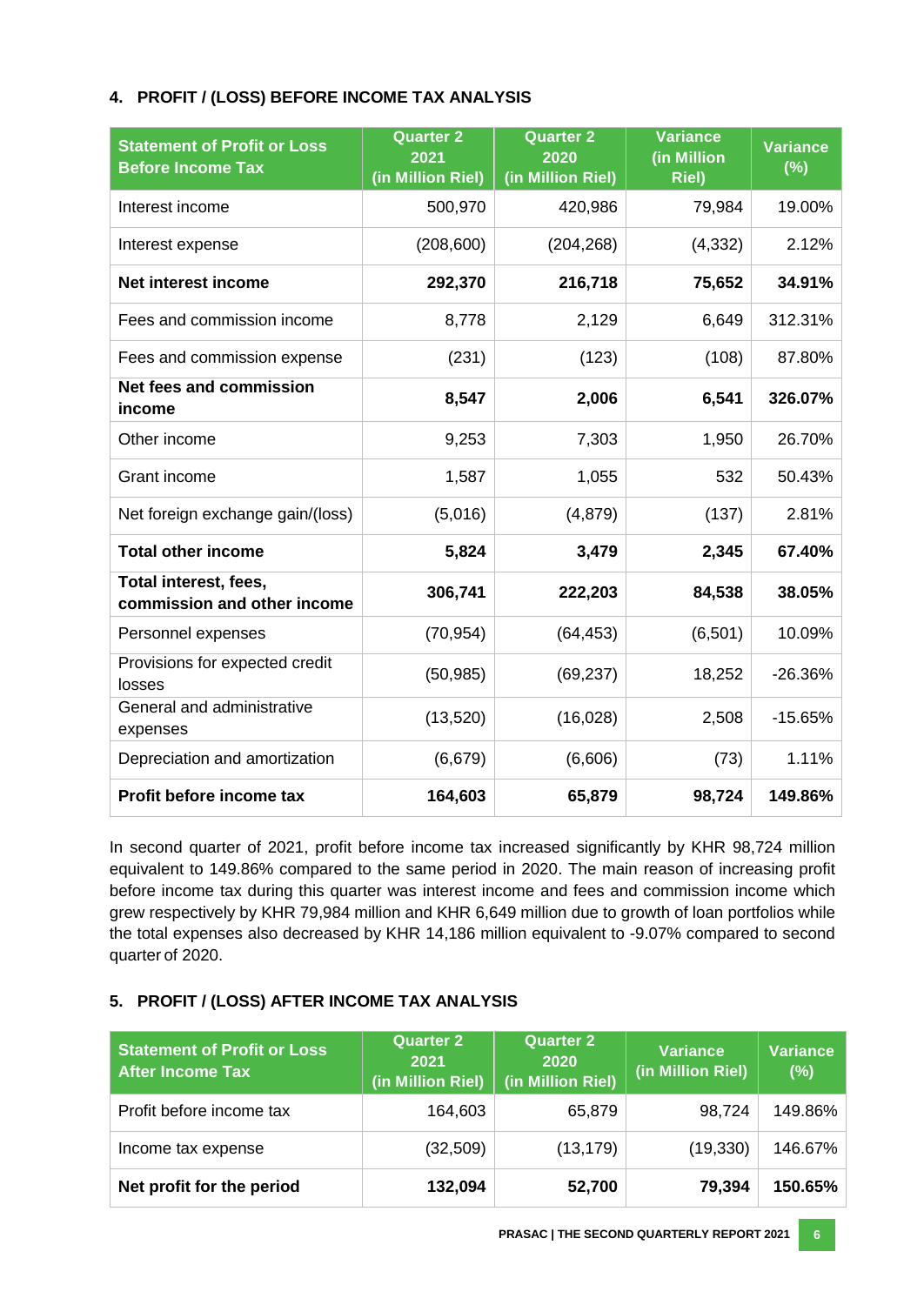## 4. PROFIT / (LOSS) BEFORE INCOME TAX ANALYSIS

| Statement of Profit or Loss Before Income Tax | Quarter 2 2021 (in Million Riel) | Quarter 2 2020 (in Million Riel) | Variance (in Million Riel) | Variance (%) |
|---|---|---|---|---|
| Interest income | 500,970 | 420,986 | 79,984 | 19.00% |
| Interest expense | (208,600) | (204,268) | (4,332) | 2.12% |
| **Net interest income** | **292,370** | **216,718** | **75,652** | **34.91%** |
| Fees and commission income | 8,778 | 2,129 | 6,649 | 312.31% |
| Fees and commission expense | (231) | (123) | (108) | 87.80% |
| **Net fees and commission income** | **8,547** | **2,006** | **6,541** | **326.07%** |
| Other income | 9,253 | 7,303 | 1,950 | 26.70% |
| Grant income | 1,587 | 1,055 | 532 | 50.43% |
| Net foreign exchange gain/(loss) | (5,016) | (4,879) | (137) | 2.81% |
| **Total other income** | **5,824** | **3,479** | **2,345** | **67.40%** |
| **Total interest, fees, commission and other income** | **306,741** | **222,203** | **84,538** | **38.05%** |
| Personnel expenses | (70,954) | (64,453) | (6,501) | 10.09% |
| Provisions for expected credit losses | (50,985) | (69,237) | 18,252 | -26.36% |
| General and administrative expenses | (13,520) | (16,028) | 2,508 | -15.65% |
| Depreciation and amortization | (6,679) | (6,606) | (73) | 1.11% |
| **Profit before income tax** | **164,603** | **65,879** | **98,724** | **149.86%** |

In second quarter of 2021, profit before income tax increased significantly by KHR 98,724 million equivalent to 149.86% compared to the same period in 2020. The main reason of increasing profit before income tax during this quarter was interest income and fees and commission income which grew respectively by KHR 79,984 million and KHR 6,649 million due to growth of loan portfolios while the total expenses also decreased by KHR 14,186 million equivalent to -9.07% compared to second quarter of 2020.

## 5. PROFIT / (LOSS) AFTER INCOME TAX ANALYSIS

| Statement of Profit or Loss After Income Tax | Quarter 2 2021 (in Million Riel) | Quarter 2 2020 (in Million Riel) | Variance (in Million Riel) | Variance (%) |
|---|---|---|---|---|
| Profit before income tax | 164,603 | 65,879 | 98,724 | 149.86% |
| Income tax expense | (32,509) | (13,179) | (19,330) | 146.67% |
| **Net profit for the period** | **132,094** | **52,700** | **79,394** | **150.65%** |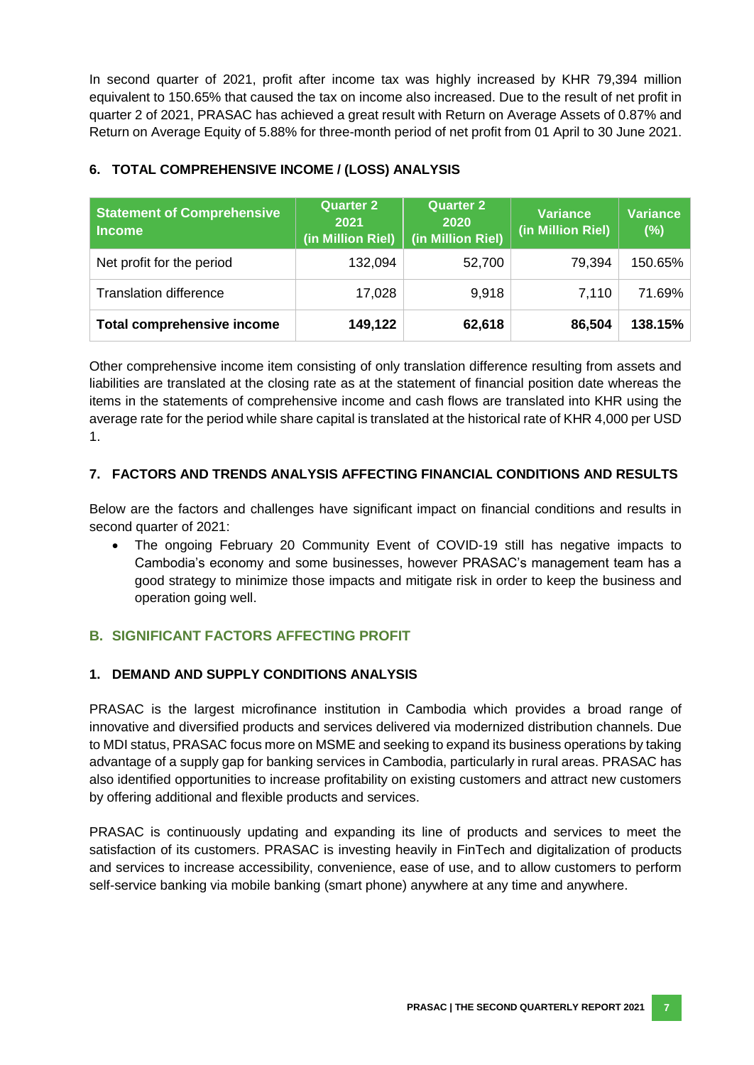In second quarter of 2021, profit after income tax was highly increased by KHR 79,394 million equivalent to 150.65% that caused the tax on income also increased. Due to the result of net profit in quarter 2 of 2021, PRASAC has achieved a great result with Return on Average Assets of 0.87% and Return on Average Equity of 5.88% for three-month period of net profit from 01 April to 30 June 2021.

### 6. TOTAL COMPREHENSIVE INCOME / (LOSS) ANALYSIS

| Statement of Comprehensive Income | Quarter 2 2021 (in Million Riel) | Quarter 2 2020 (in Million Riel) | Variance (in Million Riel) | Variance (%) |
|---|---|---|---|---|
| Net profit for the period | 132,094 | 52,700 | 79,394 | 150.65% |
| Translation difference | 17,028 | 9,918 | 7,110 | 71.69% |
| **Total comprehensive income** | **149,122** | **62,618** | **86,504** | **138.15%** |

Other comprehensive income item consisting of only translation difference resulting from assets and liabilities are translated at the closing rate as at the statement of financial position date whereas the items in the statements of comprehensive income and cash flows are translated into KHR using the average rate for the period while share capital is translated at the historical rate of KHR 4,000 per USD 1.

### 7. FACTORS AND TRENDS ANALYSIS AFFECTING FINANCIAL CONDITIONS AND RESULTS

Below are the factors and challenges have significant impact on financial conditions and results in second quarter of 2021:

- The ongoing February 20 Community Event of COVID-19 still has negative impacts to Cambodia's economy and some businesses, however PRASAC's management team has a good strategy to minimize those impacts and mitigate risk in order to keep the business and operation going well.

## B. SIGNIFICANT FACTORS AFFECTING PROFIT

### 1. DEMAND AND SUPPLY CONDITIONS ANALYSIS

PRASAC is the largest microfinance institution in Cambodia which provides a broad range of innovative and diversified products and services delivered via modernized distribution channels. Due to MDI status, PRASAC focus more on MSME and seeking to expand its business operations by taking advantage of a supply gap for banking services in Cambodia, particularly in rural areas. PRASAC has also identified opportunities to increase profitability on existing customers and attract new customers by offering additional and flexible products and services.

PRASAC is continuously updating and expanding its line of products and services to meet the satisfaction of its customers. PRASAC is investing heavily in FinTech and digitalization of products and services to increase accessibility, convenience, ease of use, and to allow customers to perform self-service banking via mobile banking (smart phone) anywhere at any time and anywhere.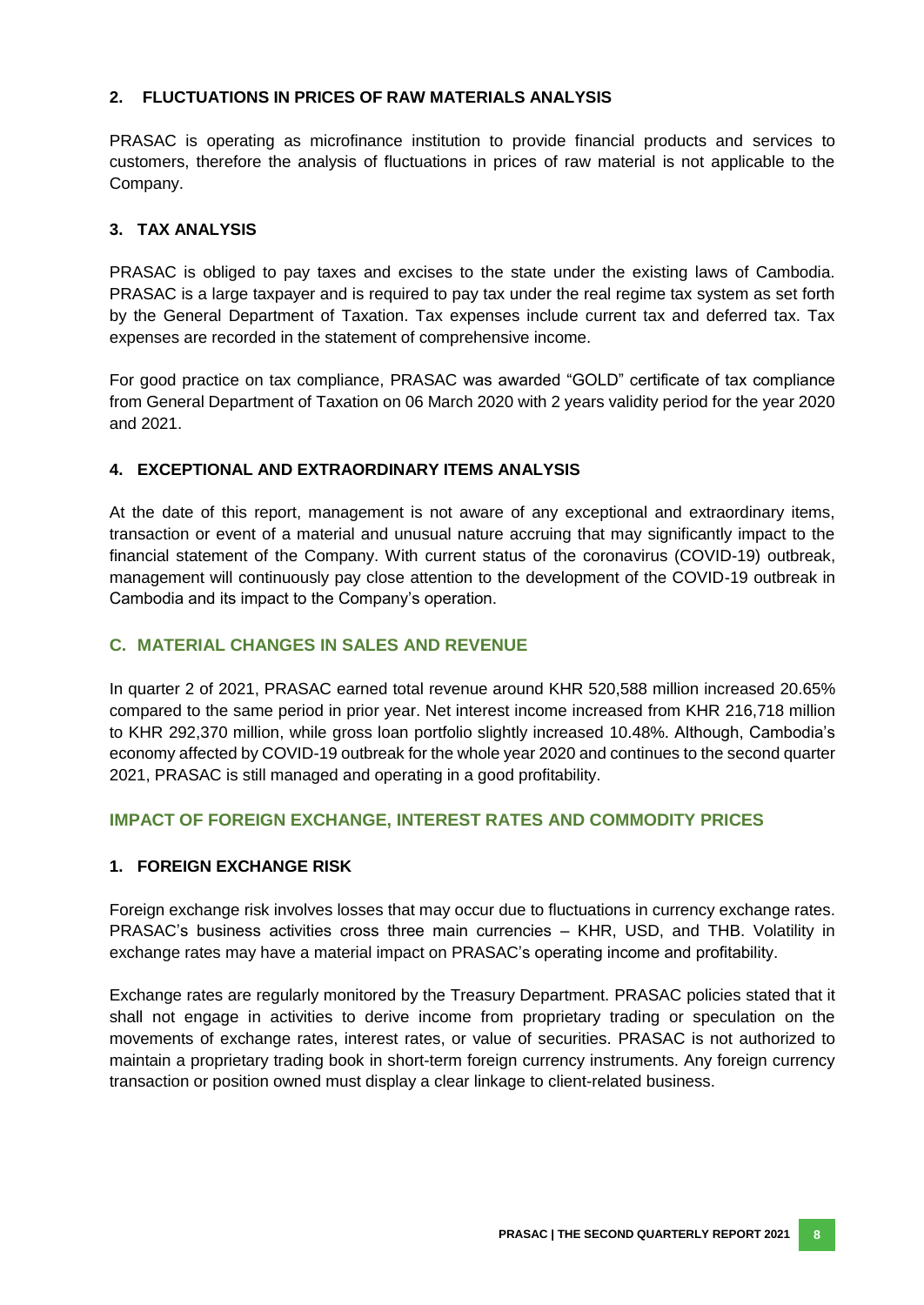### 2. FLUCTUATIONS IN PRICES OF RAW MATERIALS ANALYSIS

PRASAC is operating as microfinance institution to provide financial products and services to customers, therefore the analysis of fluctuations in prices of raw material is not applicable to the Company.

### 3. TAX ANALYSIS

PRASAC is obliged to pay taxes and excises to the state under the existing laws of Cambodia. PRASAC is a large taxpayer and is required to pay tax under the real regime tax system as set forth by the General Department of Taxation. Tax expenses include current tax and deferred tax. Tax expenses are recorded in the statement of comprehensive income.

For good practice on tax compliance, PRASAC was awarded "GOLD" certificate of tax compliance from General Department of Taxation on 06 March 2020 with 2 years validity period for the year 2020 and 2021.

### 4. EXCEPTIONAL AND EXTRAORDINARY ITEMS ANALYSIS

At the date of this report, management is not aware of any exceptional and extraordinary items, transaction or event of a material and unusual nature accruing that may significantly impact to the financial statement of the Company. With current status of the coronavirus (COVID-19) outbreak, management will continuously pay close attention to the development of the COVID-19 outbreak in Cambodia and its impact to the Company's operation.

## C. MATERIAL CHANGES IN SALES AND REVENUE

In quarter 2 of 2021, PRASAC earned total revenue around KHR 520,588 million increased 20.65% compared to the same period in prior year. Net interest income increased from KHR 216,718 million to KHR 292,370 million, while gross loan portfolio slightly increased 10.48%. Although, Cambodia's economy affected by COVID-19 outbreak for the whole year 2020 and continues to the second quarter 2021, PRASAC is still managed and operating in a good profitability.

## IMPACT OF FOREIGN EXCHANGE, INTEREST RATES AND COMMODITY PRICES

### 1. FOREIGN EXCHANGE RISK

Foreign exchange risk involves losses that may occur due to fluctuations in currency exchange rates. PRASAC's business activities cross three main currencies – KHR, USD, and THB. Volatility in exchange rates may have a material impact on PRASAC's operating income and profitability.

Exchange rates are regularly monitored by the Treasury Department. PRASAC policies stated that it shall not engage in activities to derive income from proprietary trading or speculation on the movements of exchange rates, interest rates, or value of securities. PRASAC is not authorized to maintain a proprietary trading book in short-term foreign currency instruments. Any foreign currency transaction or position owned must display a clear linkage to client-related business.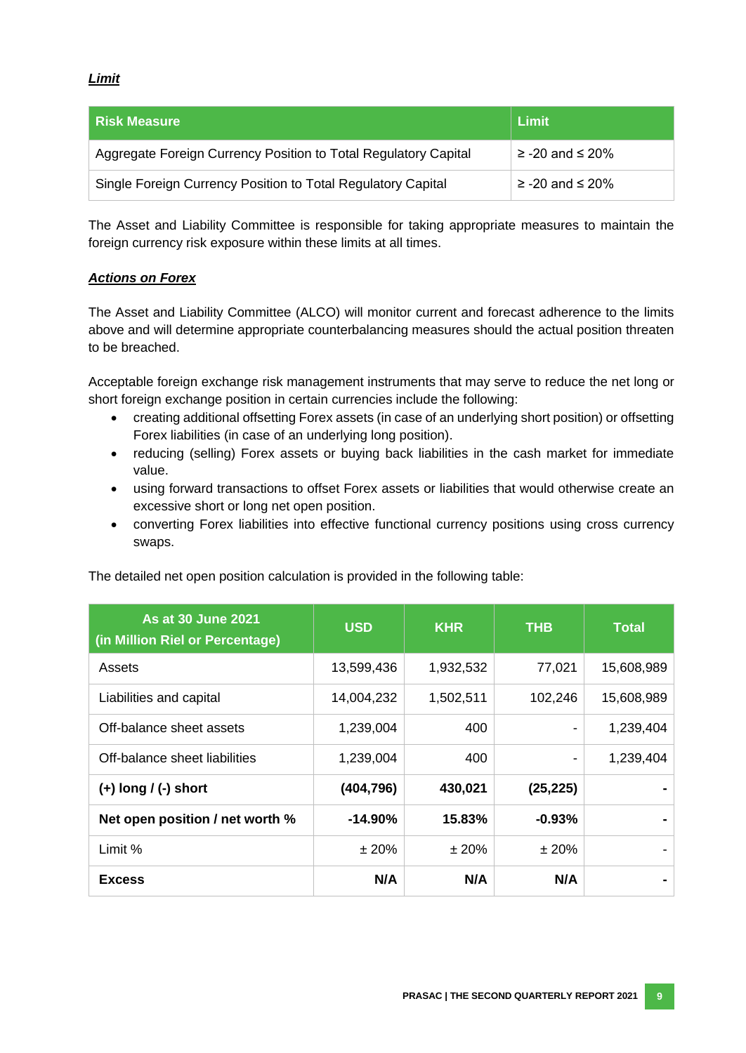***Limit***

| Risk Measure | Limit |
|---|---|
| Aggregate Foreign Currency Position to Total Regulatory Capital | ≥ -20 and ≤ 20% |
| Single Foreign Currency Position to Total Regulatory Capital | ≥ -20 and ≤ 20% |

The Asset and Liability Committee is responsible for taking appropriate measures to maintain the foreign currency risk exposure within these limits at all times.

***Actions on Forex***

The Asset and Liability Committee (ALCO) will monitor current and forecast adherence to the limits above and will determine appropriate counterbalancing measures should the actual position threaten to be breached.

Acceptable foreign exchange risk management instruments that may serve to reduce the net long or short foreign exchange position in certain currencies include the following:

- creating additional offsetting Forex assets (in case of an underlying short position) or offsetting Forex liabilities (in case of an underlying long position).
- reducing (selling) Forex assets or buying back liabilities in the cash market for immediate value.
- using forward transactions to offset Forex assets or liabilities that would otherwise create an excessive short or long net open position.
- converting Forex liabilities into effective functional currency positions using cross currency swaps.

The detailed net open position calculation is provided in the following table:

| As at 30 June 2021 (in Million Riel or Percentage) | USD | KHR | THB | Total |
|---|---|---|---|---|
| Assets | 13,599,436 | 1,932,532 | 77,021 | 15,608,989 |
| Liabilities and capital | 14,004,232 | 1,502,511 | 102,246 | 15,608,989 |
| Off-balance sheet assets | 1,239,004 | 400 | - | 1,239,404 |
| Off-balance sheet liabilities | 1,239,004 | 400 | - | 1,239,404 |
| **(+) long / (-) short** | **(404,796)** | **430,021** | **(25,225)** | **-** |
| **Net open position / net worth %** | **-14.90%** | **15.83%** | **-0.93%** | **-** |
| Limit % | ± 20% | ± 20% | ± 20% | - |
| **Excess** | **N/A** | **N/A** | **N/A** | **-** |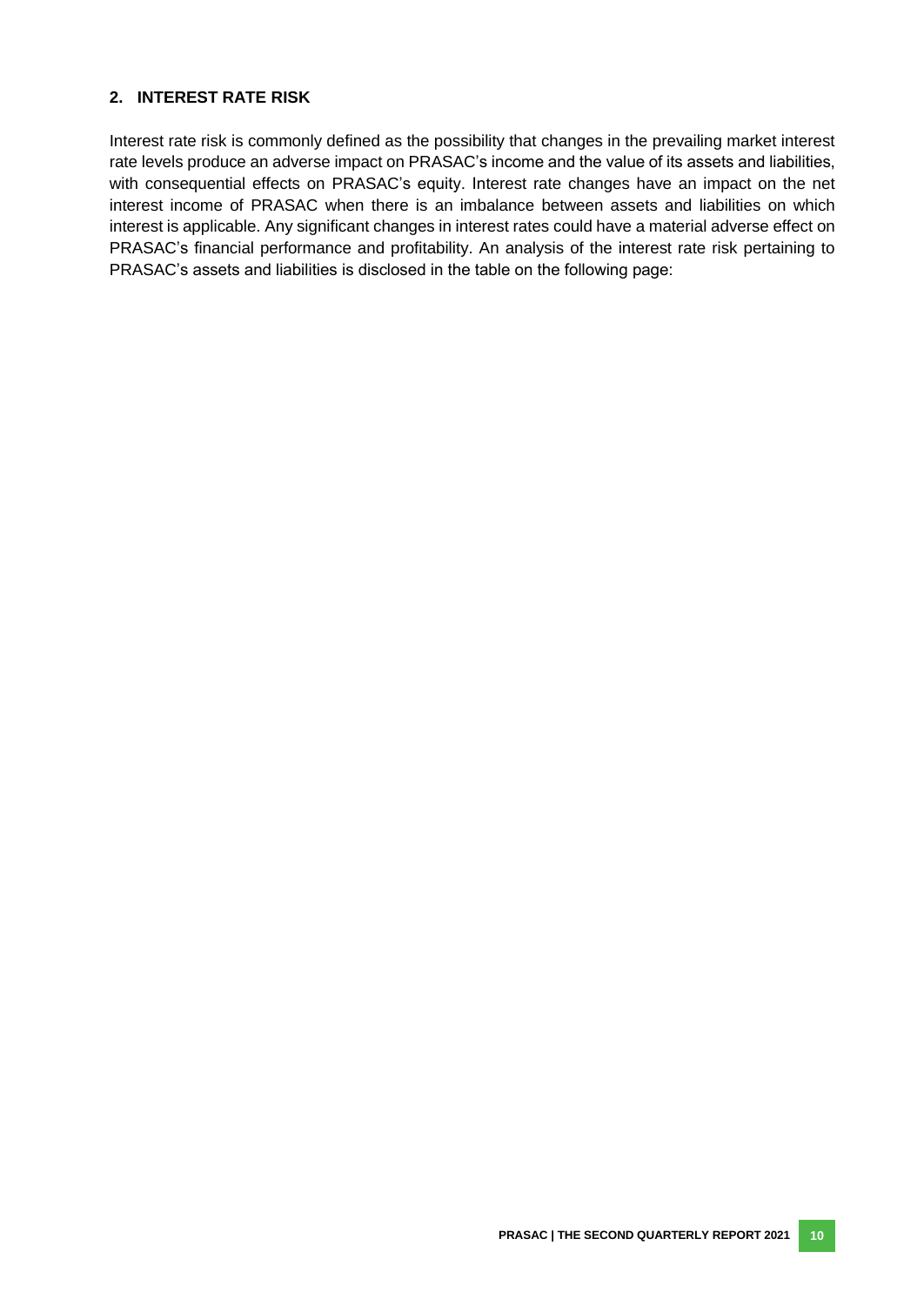## 2. INTEREST RATE RISK

Interest rate risk is commonly defined as the possibility that changes in the prevailing market interest rate levels produce an adverse impact on PRASAC's income and the value of its assets and liabilities, with consequential effects on PRASAC's equity. Interest rate changes have an impact on the net interest income of PRASAC when there is an imbalance between assets and liabilities on which interest is applicable. Any significant changes in interest rates could have a material adverse effect on PRASAC's financial performance and profitability. An analysis of the interest rate risk pertaining to PRASAC's assets and liabilities is disclosed in the table on the following page: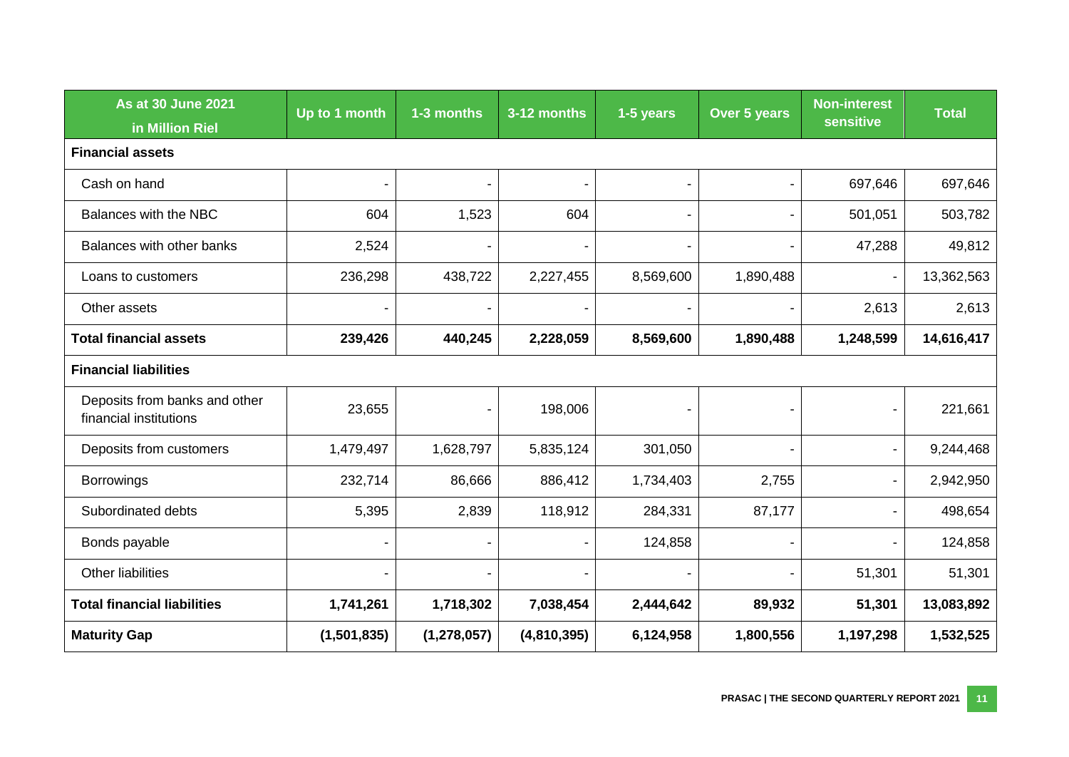| As at 30 June 2021<br>in Million Riel | Up to 1 month | 1-3 months | 3-12 months | 1-5 years | Over 5 years | Non-interest sensitive | Total |
|---|---|---|---|---|---|---|---|
| **Financial assets** | | | | | | | |
| Cash on hand | - | - | - | - | - | 697,646 | 697,646 |
| Balances with the NBC | 604 | 1,523 | 604 | - | - | 501,051 | 503,782 |
| Balances with other banks | 2,524 | - | - | - | - | 47,288 | 49,812 |
| Loans to customers | 236,298 | 438,722 | 2,227,455 | 8,569,600 | 1,890,488 | - | 13,362,563 |
| Other assets | - | - | - | - | - | 2,613 | 2,613 |
| **Total financial assets** | **239,426** | **440,245** | **2,228,059** | **8,569,600** | **1,890,488** | **1,248,599** | **14,616,417** |
| **Financial liabilities** | | | | | | | |
| Deposits from banks and other financial institutions | 23,655 | - | 198,006 | - | - | - | 221,661 |
| Deposits from customers | 1,479,497 | 1,628,797 | 5,835,124 | 301,050 | - | - | 9,244,468 |
| Borrowings | 232,714 | 86,666 | 886,412 | 1,734,403 | 2,755 | - | 2,942,950 |
| Subordinated debts | 5,395 | 2,839 | 118,912 | 284,331 | 87,177 | - | 498,654 |
| Bonds payable | - | - | - | 124,858 | - | - | 124,858 |
| Other liabilities | - | - | - | - | - | 51,301 | 51,301 |
| **Total financial liabilities** | **1,741,261** | **1,718,302** | **7,038,454** | **2,444,642** | **89,932** | **51,301** | **13,083,892** |
| **Maturity Gap** | **(1,501,835)** | **(1,278,057)** | **(4,810,395)** | **6,124,958** | **1,800,556** | **1,197,298** | **1,532,525** |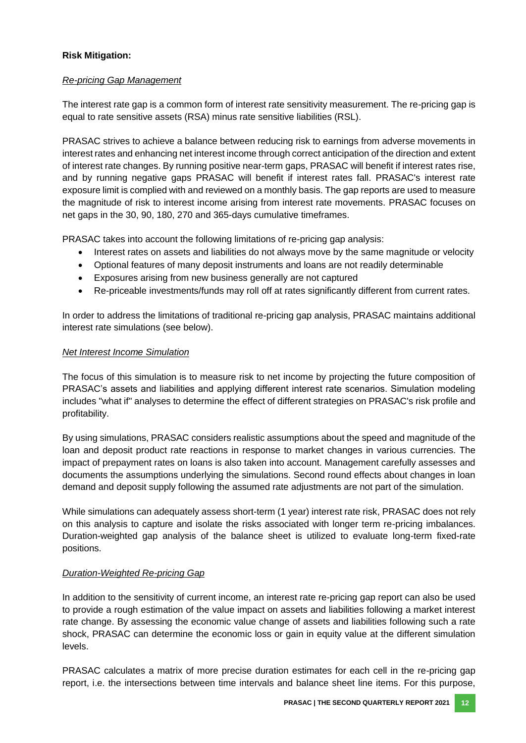**Risk Mitigation:**

*Re-pricing Gap Management*

The interest rate gap is a common form of interest rate sensitivity measurement. The re-pricing gap is equal to rate sensitive assets (RSA) minus rate sensitive liabilities (RSL).

PRASAC strives to achieve a balance between reducing risk to earnings from adverse movements in interest rates and enhancing net interest income through correct anticipation of the direction and extent of interest rate changes. By running positive near-term gaps, PRASAC will benefit if interest rates rise, and by running negative gaps PRASAC will benefit if interest rates fall. PRASAC's interest rate exposure limit is complied with and reviewed on a monthly basis. The gap reports are used to measure the magnitude of risk to interest income arising from interest rate movements. PRASAC focuses on net gaps in the 30, 90, 180, 270 and 365-days cumulative timeframes.

PRASAC takes into account the following limitations of re-pricing gap analysis:

- Interest rates on assets and liabilities do not always move by the same magnitude or velocity
- Optional features of many deposit instruments and loans are not readily determinable
- Exposures arising from new business generally are not captured
- Re-priceable investments/funds may roll off at rates significantly different from current rates.

In order to address the limitations of traditional re-pricing gap analysis, PRASAC maintains additional interest rate simulations (see below).

*Net Interest Income Simulation*

The focus of this simulation is to measure risk to net income by projecting the future composition of PRASAC's assets and liabilities and applying different interest rate scenarios. Simulation modeling includes "what if" analyses to determine the effect of different strategies on PRASAC's risk profile and profitability.

By using simulations, PRASAC considers realistic assumptions about the speed and magnitude of the loan and deposit product rate reactions in response to market changes in various currencies. The impact of prepayment rates on loans is also taken into account. Management carefully assesses and documents the assumptions underlying the simulations. Second round effects about changes in loan demand and deposit supply following the assumed rate adjustments are not part of the simulation.

While simulations can adequately assess short-term (1 year) interest rate risk, PRASAC does not rely on this analysis to capture and isolate the risks associated with longer term re-pricing imbalances. Duration-weighted gap analysis of the balance sheet is utilized to evaluate long-term fixed-rate positions.

*Duration-Weighted Re-pricing Gap*

In addition to the sensitivity of current income, an interest rate re-pricing gap report can also be used to provide a rough estimation of the value impact on assets and liabilities following a market interest rate change. By assessing the economic value change of assets and liabilities following such a rate shock, PRASAC can determine the economic loss or gain in equity value at the different simulation levels.

PRASAC calculates a matrix of more precise duration estimates for each cell in the re-pricing gap report, i.e. the intersections between time intervals and balance sheet line items. For this purpose,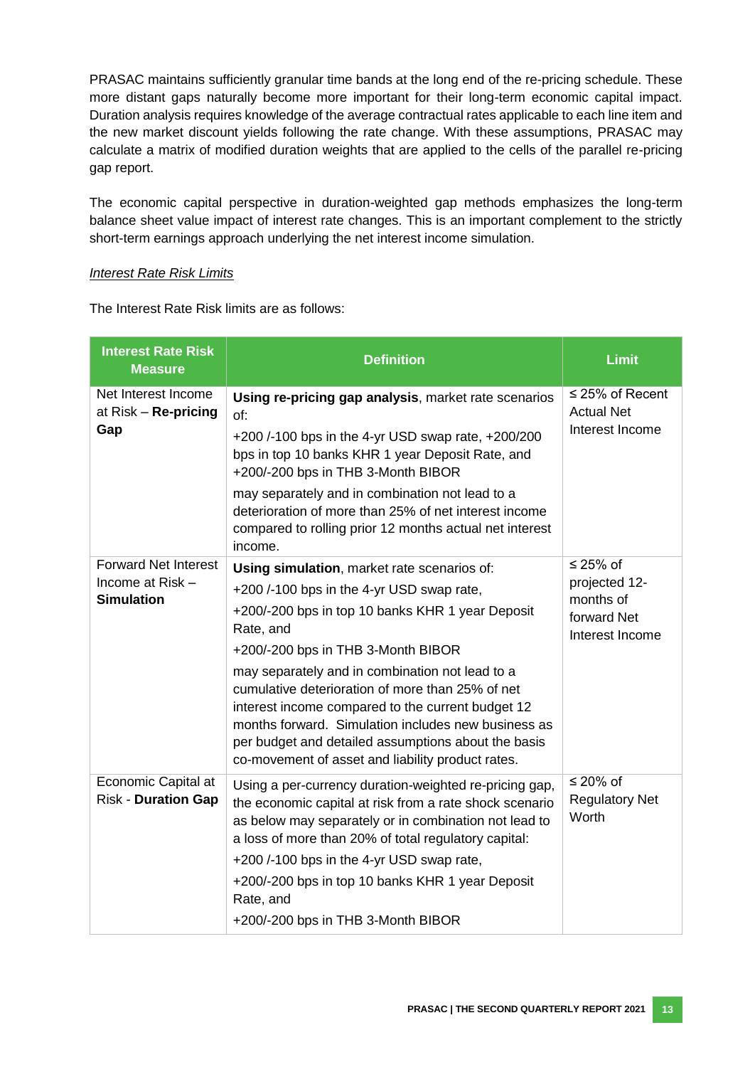PRASAC maintains sufficiently granular time bands at the long end of the re-pricing schedule. These more distant gaps naturally become more important for their long-term economic capital impact. Duration analysis requires knowledge of the average contractual rates applicable to each line item and the new market discount yields following the rate change. With these assumptions, PRASAC may calculate a matrix of modified duration weights that are applied to the cells of the parallel re-pricing gap report.

The economic capital perspective in duration-weighted gap methods emphasizes the long-term balance sheet value impact of interest rate changes. This is an important complement to the strictly short-term earnings approach underlying the net interest income simulation.

*Interest Rate Risk Limits*

The Interest Rate Risk limits are as follows:

| Interest Rate Risk Measure | Definition | Limit |
|---|---|---|
| Net Interest Income at Risk – **Re-pricing Gap** | **Using re-pricing gap analysis**, market rate scenarios of:<br>+200 /-100 bps in the 4-yr USD swap rate, +200/200 bps in top 10 banks KHR 1 year Deposit Rate, and +200/-200 bps in THB 3-Month BIBOR<br>may separately and in combination not lead to a deterioration of more than 25% of net interest income compared to rolling prior 12 months actual net interest income. | ≤ 25% of Recent Actual Net Interest Income |
| Forward Net Interest Income at Risk – **Simulation** | **Using simulation**, market rate scenarios of:<br>+200 /-100 bps in the 4-yr USD swap rate,<br>+200/-200 bps in top 10 banks KHR 1 year Deposit Rate, and<br>+200/-200 bps in THB 3-Month BIBOR<br>may separately and in combination not lead to a cumulative deterioration of more than 25% of net interest income compared to the current budget 12 months forward. Simulation includes new business as per budget and detailed assumptions about the basis co-movement of asset and liability product rates. | ≤ 25% of projected 12-months of forward Net Interest Income |
| Economic Capital at Risk - **Duration Gap** | Using a per-currency duration-weighted re-pricing gap, the economic capital at risk from a rate shock scenario as below may separately or in combination not lead to a loss of more than 20% of total regulatory capital:<br>+200 /-100 bps in the 4-yr USD swap rate,<br>+200/-200 bps in top 10 banks KHR 1 year Deposit Rate, and<br>+200/-200 bps in THB 3-Month BIBOR | ≤ 20% of Regulatory Net Worth |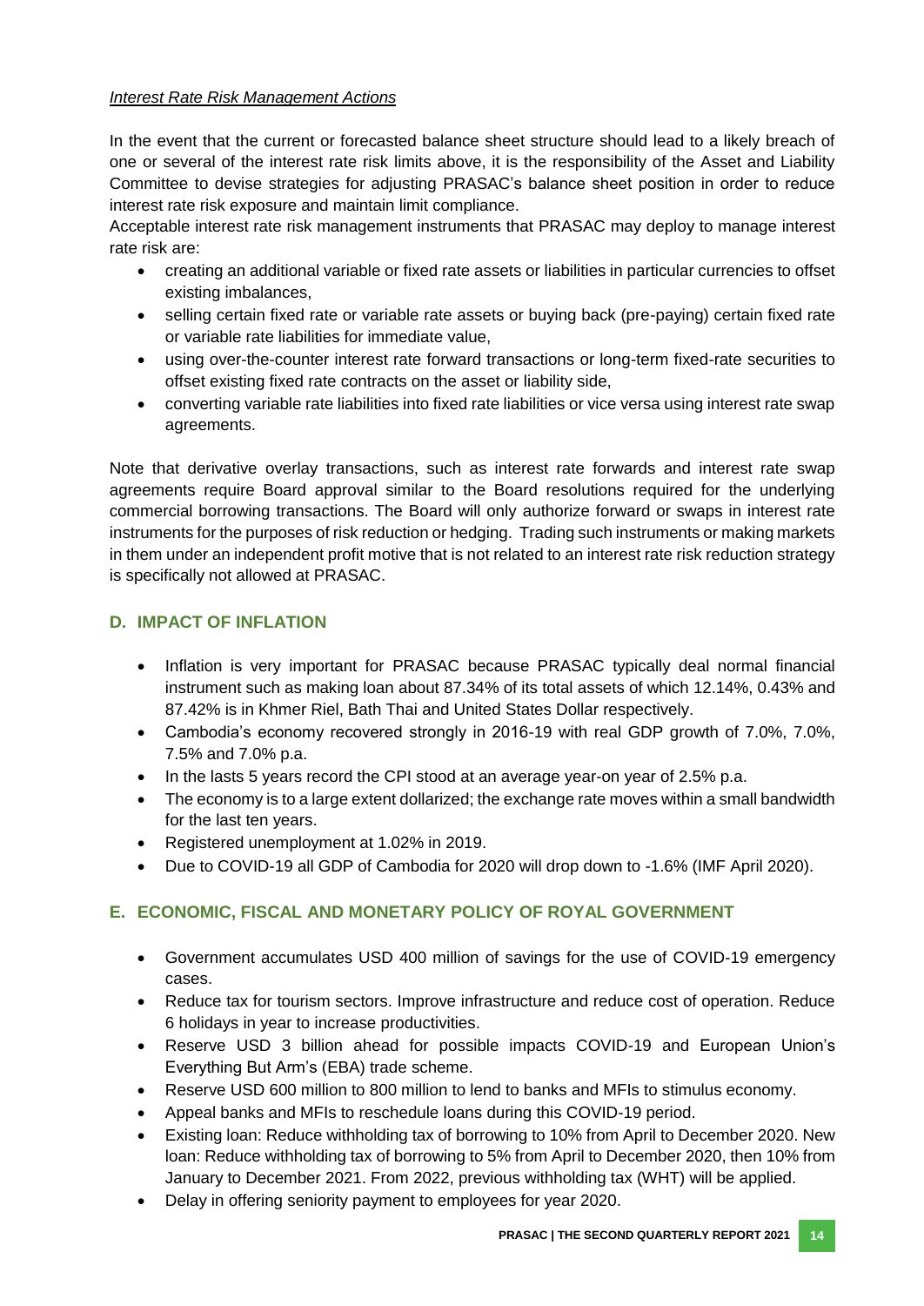*Interest Rate Risk Management Actions*

In the event that the current or forecasted balance sheet structure should lead to a likely breach of one or several of the interest rate risk limits above, it is the responsibility of the Asset and Liability Committee to devise strategies for adjusting PRASAC's balance sheet position in order to reduce interest rate risk exposure and maintain limit compliance.
Acceptable interest rate risk management instruments that PRASAC may deploy to manage interest rate risk are:

- creating an additional variable or fixed rate assets or liabilities in particular currencies to offset existing imbalances,
- selling certain fixed rate or variable rate assets or buying back (pre-paying) certain fixed rate or variable rate liabilities for immediate value,
- using over-the-counter interest rate forward transactions or long-term fixed-rate securities to offset existing fixed rate contracts on the asset or liability side,
- converting variable rate liabilities into fixed rate liabilities or vice versa using interest rate swap agreements.

Note that derivative overlay transactions, such as interest rate forwards and interest rate swap agreements require Board approval similar to the Board resolutions required for the underlying commercial borrowing transactions. The Board will only authorize forward or swaps in interest rate instruments for the purposes of risk reduction or hedging. Trading such instruments or making markets in them under an independent profit motive that is not related to an interest rate risk reduction strategy is specifically not allowed at PRASAC.

## D. IMPACT OF INFLATION

- Inflation is very important for PRASAC because PRASAC typically deal normal financial instrument such as making loan about 87.34% of its total assets of which 12.14%, 0.43% and 87.42% is in Khmer Riel, Bath Thai and United States Dollar respectively.
- Cambodia's economy recovered strongly in 2016-19 with real GDP growth of 7.0%, 7.0%, 7.5% and 7.0% p.a.
- In the lasts 5 years record the CPI stood at an average year-on year of 2.5% p.a.
- The economy is to a large extent dollarized; the exchange rate moves within a small bandwidth for the last ten years.
- Registered unemployment at 1.02% in 2019.
- Due to COVID-19 all GDP of Cambodia for 2020 will drop down to -1.6% (IMF April 2020).

## E. ECONOMIC, FISCAL AND MONETARY POLICY OF ROYAL GOVERNMENT

- Government accumulates USD 400 million of savings for the use of COVID-19 emergency cases.
- Reduce tax for tourism sectors. Improve infrastructure and reduce cost of operation. Reduce 6 holidays in year to increase productivities.
- Reserve USD 3 billion ahead for possible impacts COVID-19 and European Union's Everything But Arm's (EBA) trade scheme.
- Reserve USD 600 million to 800 million to lend to banks and MFIs to stimulus economy.
- Appeal banks and MFIs to reschedule loans during this COVID-19 period.
- Existing loan: Reduce withholding tax of borrowing to 10% from April to December 2020. New loan: Reduce withholding tax of borrowing to 5% from April to December 2020, then 10% from January to December 2021. From 2022, previous withholding tax (WHT) will be applied.
- Delay in offering seniority payment to employees for year 2020.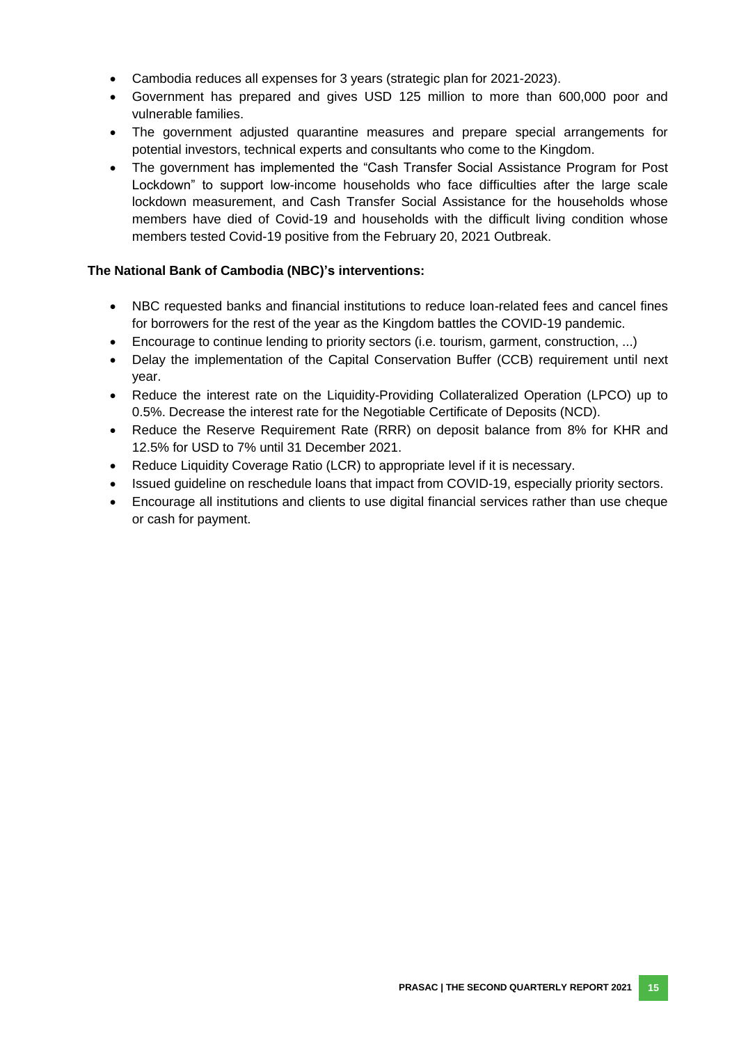- Cambodia reduces all expenses for 3 years (strategic plan for 2021-2023).
- Government has prepared and gives USD 125 million to more than 600,000 poor and vulnerable families.
- The government adjusted quarantine measures and prepare special arrangements for potential investors, technical experts and consultants who come to the Kingdom.
- The government has implemented the "Cash Transfer Social Assistance Program for Post Lockdown" to support low-income households who face difficulties after the large scale lockdown measurement, and Cash Transfer Social Assistance for the households whose members have died of Covid-19 and households with the difficult living condition whose members tested Covid-19 positive from the February 20, 2021 Outbreak.

**The National Bank of Cambodia (NBC)'s interventions:**

- NBC requested banks and financial institutions to reduce loan-related fees and cancel fines for borrowers for the rest of the year as the Kingdom battles the COVID-19 pandemic.
- Encourage to continue lending to priority sectors (i.e. tourism, garment, construction, ...)
- Delay the implementation of the Capital Conservation Buffer (CCB) requirement until next year.
- Reduce the interest rate on the Liquidity-Providing Collateralized Operation (LPCO) up to 0.5%. Decrease the interest rate for the Negotiable Certificate of Deposits (NCD).
- Reduce the Reserve Requirement Rate (RRR) on deposit balance from 8% for KHR and 12.5% for USD to 7% until 31 December 2021.
- Reduce Liquidity Coverage Ratio (LCR) to appropriate level if it is necessary.
- Issued guideline on reschedule loans that impact from COVID-19, especially priority sectors.
- Encourage all institutions and clients to use digital financial services rather than use cheque or cash for payment.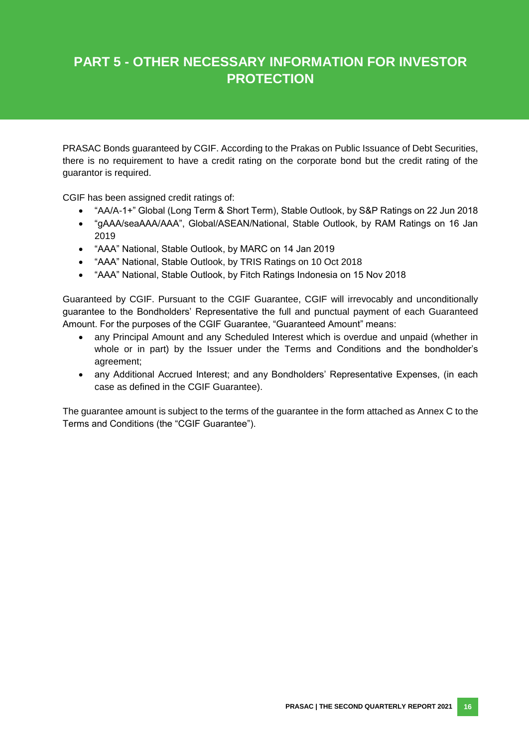# PART 5 - OTHER NECESSARY INFORMATION FOR INVESTOR PROTECTION

PRASAC Bonds guaranteed by CGIF. According to the Prakas on Public Issuance of Debt Securities, there is no requirement to have a credit rating on the corporate bond but the credit rating of the guarantor is required.

CGIF has been assigned credit ratings of:

- "AA/A-1+" Global (Long Term & Short Term), Stable Outlook, by S&P Ratings on 22 Jun 2018
- "gAAA/seaAAA/AAA", Global/ASEAN/National, Stable Outlook, by RAM Ratings on 16 Jan 2019
- "AAA" National, Stable Outlook, by MARC on 14 Jan 2019
- "AAA" National, Stable Outlook, by TRIS Ratings on 10 Oct 2018
- "AAA" National, Stable Outlook, by Fitch Ratings Indonesia on 15 Nov 2018

Guaranteed by CGIF. Pursuant to the CGIF Guarantee, CGIF will irrevocably and unconditionally guarantee to the Bondholders' Representative the full and punctual payment of each Guaranteed Amount. For the purposes of the CGIF Guarantee, "Guaranteed Amount" means:

- any Principal Amount and any Scheduled Interest which is overdue and unpaid (whether in whole or in part) by the Issuer under the Terms and Conditions and the bondholder's agreement;
- any Additional Accrued Interest; and any Bondholders' Representative Expenses, (in each case as defined in the CGIF Guarantee).

The guarantee amount is subject to the terms of the guarantee in the form attached as Annex C to the Terms and Conditions (the "CGIF Guarantee").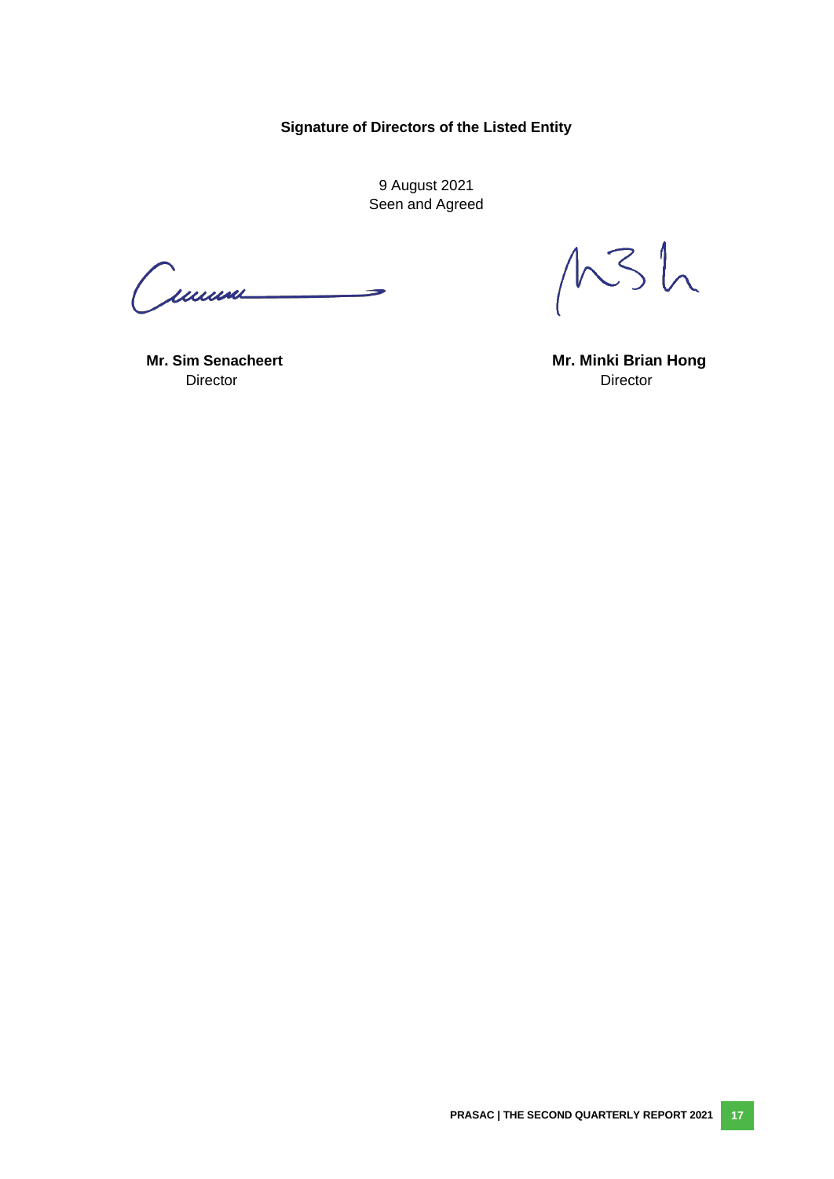**Signature of Directors of the Listed Entity**

9 August 2021
Seen and Agreed

**Mr. Sim Senacheert**
Director

**Mr. Minki Brian Hong**
Director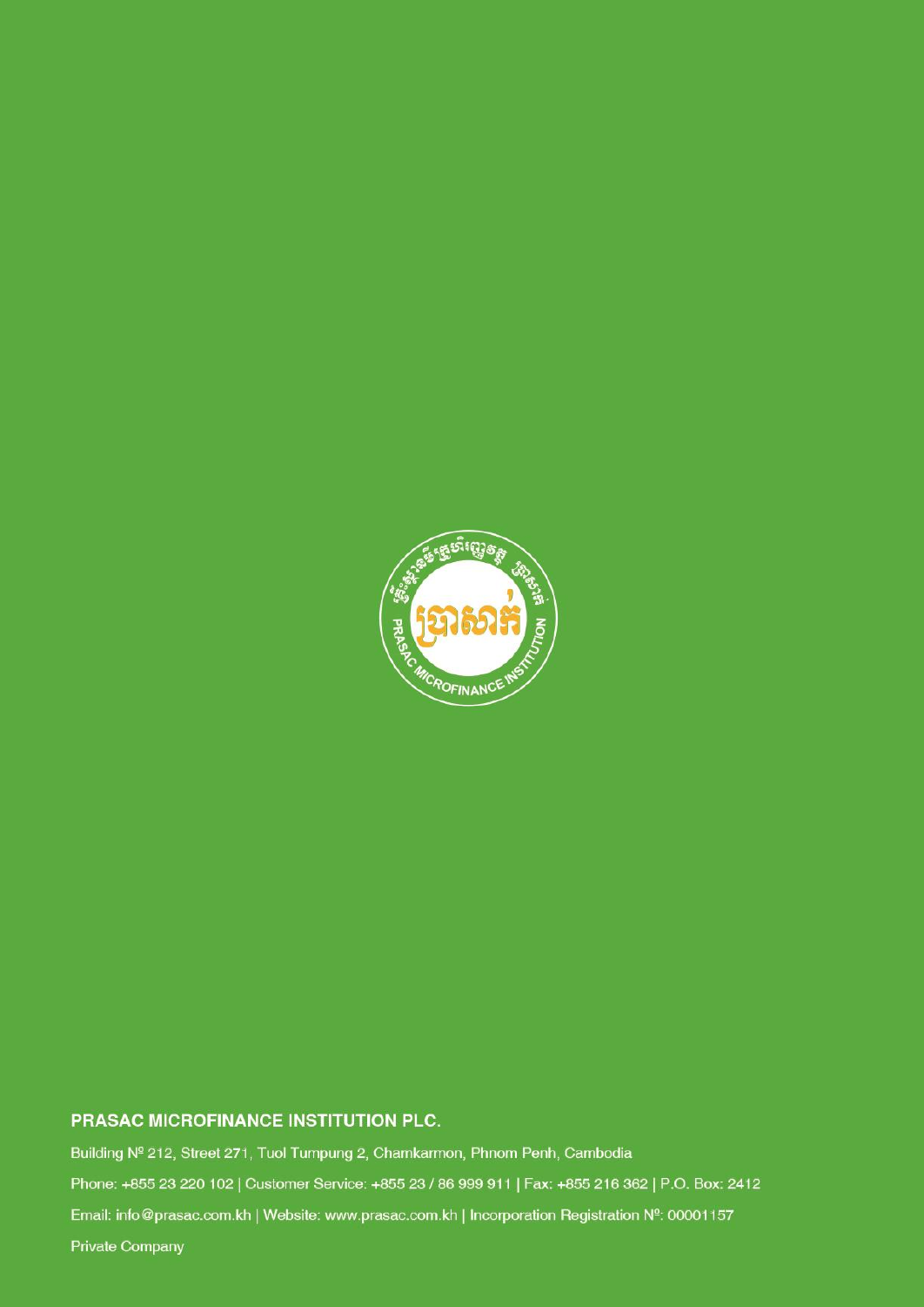**PRASAC MICROFINANCE INSTITUTION PLC.**

Building Nº 212, Street 271, Tuol Tumpung 2, Chamkarmon, Phnom Penh, Cambodia

Phone: +855 23 220 102 | Customer Service: +855 23 / 86 999 911 | Fax: +855 216 362 | P.O. Box: 2412

Email: info@prasac.com.kh | Website: www.prasac.com.kh | Incorporation Registration Nº: 00001157

Private Company